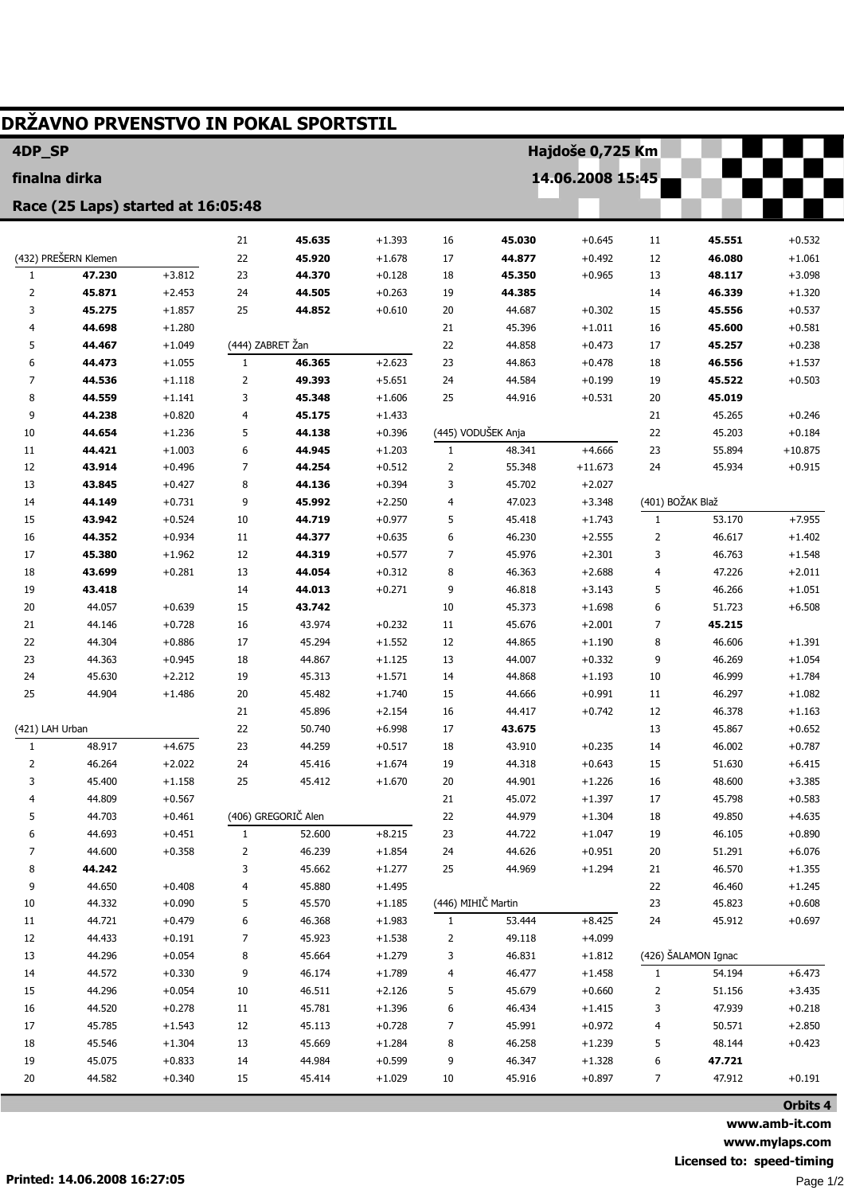# DRŽAVNO PRVENSTVO IN POKAL SPORTSTIL

**4DP_SP** — **Hajdoše 0,725 Km**

**finalna dirka** — **14.06.2008 15:45**

**Race (25 Laps) started at 16:05:48**

### (432) PREŠERN Klemen

| Lap | Time | Diff |
|---|---|---|
| 1 | **47.230** | +3.812 |
| 2 | **45.871** | +2.453 |
| 3 | **45.275** | +1.857 |
| 4 | **44.698** | +1.280 |
| 5 | **44.467** | +1.049 |
| 6 | **44.473** | +1.055 |
| 7 | **44.536** | +1.118 |
| 8 | **44.559** | +1.141 |
| 9 | **44.238** | +0.820 |
| 10 | **44.654** | +1.236 |
| 11 | **44.421** | +1.003 |
| 12 | **43.914** | +0.496 |
| 13 | **43.845** | +0.427 |
| 14 | **44.149** | +0.731 |
| 15 | **43.942** | +0.524 |
| 16 | **44.352** | +0.934 |
| 17 | **45.380** | +1.962 |
| 18 | **43.699** | +0.281 |
| 19 | **43.418** | |
| 20 | 44.057 | +0.639 |
| 21 | 44.146 | +0.728 |
| 22 | 44.304 | +0.886 |
| 23 | 44.363 | +0.945 |
| 24 | 45.630 | +2.212 |
| 25 | 44.904 | +1.486 |

### (421) LAH Urban

| Lap | Time | Diff |
|---|---|---|
| 1 | 48.917 | +4.675 |
| 2 | 46.264 | +2.022 |
| 3 | 45.400 | +1.158 |
| 4 | 44.809 | +0.567 |
| 5 | 44.703 | +0.461 |
| 6 | 44.693 | +0.451 |
| 7 | 44.600 | +0.358 |
| 8 | **44.242** | |
| 9 | 44.650 | +0.408 |
| 10 | 44.332 | +0.090 |
| 11 | 44.721 | +0.479 |
| 12 | 44.433 | +0.191 |
| 13 | 44.296 | +0.054 |
| 14 | 44.572 | +0.330 |
| 15 | 44.296 | +0.054 |
| 16 | 44.520 | +0.278 |
| 17 | 45.785 | +1.543 |
| 18 | 45.546 | +1.304 |
| 19 | 45.075 | +0.833 |
| 20 | 44.582 | +0.340 |
| 21 | **45.635** | +1.393 |
| 22 | **45.920** | +1.678 |
| 23 | **44.370** | +0.128 |
| 24 | **44.505** | +0.263 |
| 25 | **44.852** | +0.610 |

### (444) ZABRET Žan

| Lap | Time | Diff |
|---|---|---|
| 1 | **46.365** | +2.623 |
| 2 | **49.393** | +5.651 |
| 3 | **45.348** | +1.606 |
| 4 | **45.175** | +1.433 |
| 5 | **44.138** | +0.396 |
| 6 | **44.945** | +1.203 |
| 7 | **44.254** | +0.512 |
| 8 | **44.136** | +0.394 |
| 9 | **45.992** | +2.250 |
| 10 | **44.719** | +0.977 |
| 11 | **44.377** | +0.635 |
| 12 | **44.319** | +0.577 |
| 13 | **44.054** | +0.312 |
| 14 | **44.013** | +0.271 |
| 15 | **43.742** | |
| 16 | 43.974 | +0.232 |
| 17 | 45.294 | +1.552 |
| 18 | 44.867 | +1.125 |
| 19 | 45.313 | +1.571 |
| 20 | 45.482 | +1.740 |
| 21 | 45.896 | +2.154 |
| 22 | 50.740 | +6.998 |
| 23 | 44.259 | +0.517 |
| 24 | 45.416 | +1.674 |
| 25 | 45.412 | +1.670 |

### (406) GREGORIČ Alen

| Lap | Time | Diff |
|---|---|---|
| 1 | 52.600 | +8.215 |
| 2 | 46.239 | +1.854 |
| 3 | 45.662 | +1.277 |
| 4 | 45.880 | +1.495 |
| 5 | 45.570 | +1.185 |
| 6 | 46.368 | +1.983 |
| 7 | 45.923 | +1.538 |
| 8 | 45.664 | +1.279 |
| 9 | 46.174 | +1.789 |
| 10 | 46.511 | +2.126 |
| 11 | 45.781 | +1.396 |
| 12 | 45.113 | +0.728 |
| 13 | 45.669 | +1.284 |
| 14 | 44.984 | +0.599 |
| 15 | 45.414 | +1.029 |
| 16 | **45.030** | +0.645 |
| 17 | **44.877** | +0.492 |
| 18 | **45.350** | +0.965 |
| 19 | **44.385** | |
| 20 | 44.687 | +0.302 |
| 21 | 45.396 | +1.011 |
| 22 | 44.858 | +0.473 |
| 23 | 44.863 | +0.478 |
| 24 | 44.584 | +0.199 |
| 25 | 44.916 | +0.531 |

### (445) VODUŠEK Anja

| Lap | Time | Diff |
|---|---|---|
| 1 | 48.341 | +4.666 |
| 2 | 55.348 | +11.673 |
| 3 | 45.702 | +2.027 |
| 4 | 47.023 | +3.348 |
| 5 | 45.418 | +1.743 |
| 6 | 46.230 | +2.555 |
| 7 | 45.976 | +2.301 |
| 8 | 46.363 | +2.688 |
| 9 | 46.818 | +3.143 |
| 10 | 45.373 | +1.698 |
| 11 | 45.676 | +2.001 |
| 12 | 44.865 | +1.190 |
| 13 | 44.007 | +0.332 |
| 14 | 44.868 | +1.193 |
| 15 | 44.666 | +0.991 |
| 16 | 44.417 | +0.742 |
| 17 | **43.675** | |
| 18 | 43.910 | +0.235 |
| 19 | 44.318 | +0.643 |
| 20 | 44.901 | +1.226 |
| 21 | 45.072 | +1.397 |
| 22 | 44.979 | +1.304 |
| 23 | 44.722 | +1.047 |
| 24 | 44.626 | +0.951 |
| 25 | 44.969 | +1.294 |

### (446) MIHIČ Martin

| Lap | Time | Diff |
|---|---|---|
| 1 | 53.444 | +8.425 |
| 2 | 49.118 | +4.099 |
| 3 | 46.831 | +1.812 |
| 4 | 46.477 | +1.458 |
| 5 | 45.679 | +0.660 |
| 6 | 46.434 | +1.415 |
| 7 | 45.991 | +0.972 |
| 8 | 46.258 | +1.239 |
| 9 | 46.347 | +1.328 |
| 10 | 45.916 | +0.897 |
| 11 | **45.551** | +0.532 |
| 12 | **46.080** | +1.061 |
| 13 | **48.117** | +3.098 |
| 14 | **46.339** | +1.320 |
| 15 | **45.556** | +0.537 |
| 16 | **45.600** | +0.581 |
| 17 | **45.257** | +0.238 |
| 18 | **46.556** | +1.537 |
| 19 | **45.522** | +0.503 |
| 20 | **45.019** | |
| 21 | 45.265 | +0.246 |
| 22 | 45.203 | +0.184 |
| 23 | 55.894 | +10.875 |
| 24 | 45.934 | +0.915 |

### (401) BOŽAK Blaž

| Lap | Time | Diff |
|---|---|---|
| 1 | 53.170 | +7.955 |
| 2 | 46.617 | +1.402 |
| 3 | 46.763 | +1.548 |
| 4 | 47.226 | +2.011 |
| 5 | 46.266 | +1.051 |
| 6 | 51.723 | +6.508 |
| 7 | **45.215** | |
| 8 | 46.606 | +1.391 |
| 9 | 46.269 | +1.054 |
| 10 | 46.999 | +1.784 |
| 11 | 46.297 | +1.082 |
| 12 | 46.378 | +1.163 |
| 13 | 45.867 | +0.652 |
| 14 | 46.002 | +0.787 |
| 15 | 51.630 | +6.415 |
| 16 | 48.600 | +3.385 |
| 17 | 45.798 | +0.583 |
| 18 | 49.850 | +4.635 |
| 19 | 46.105 | +0.890 |
| 20 | 51.291 | +6.076 |
| 21 | 46.570 | +1.355 |
| 22 | 46.460 | +1.245 |
| 23 | 45.823 | +0.608 |
| 24 | 45.912 | +0.697 |

### (426) ŠALAMON Ignac

| Lap | Time | Diff |
|---|---|---|
| 1 | 54.194 | +6.473 |
| 2 | 51.156 | +3.435 |
| 3 | 47.939 | +0.218 |
| 4 | 50.571 | +2.850 |
| 5 | 48.144 | +0.423 |
| 6 | **47.721** | |
| 7 | 47.912 | +0.191 |

**Orbits 4**

**www.amb-it.com**

**www.mylaps.com**

**Licensed to: speed-timing**

**Printed: 14.06.2008 16:27:05**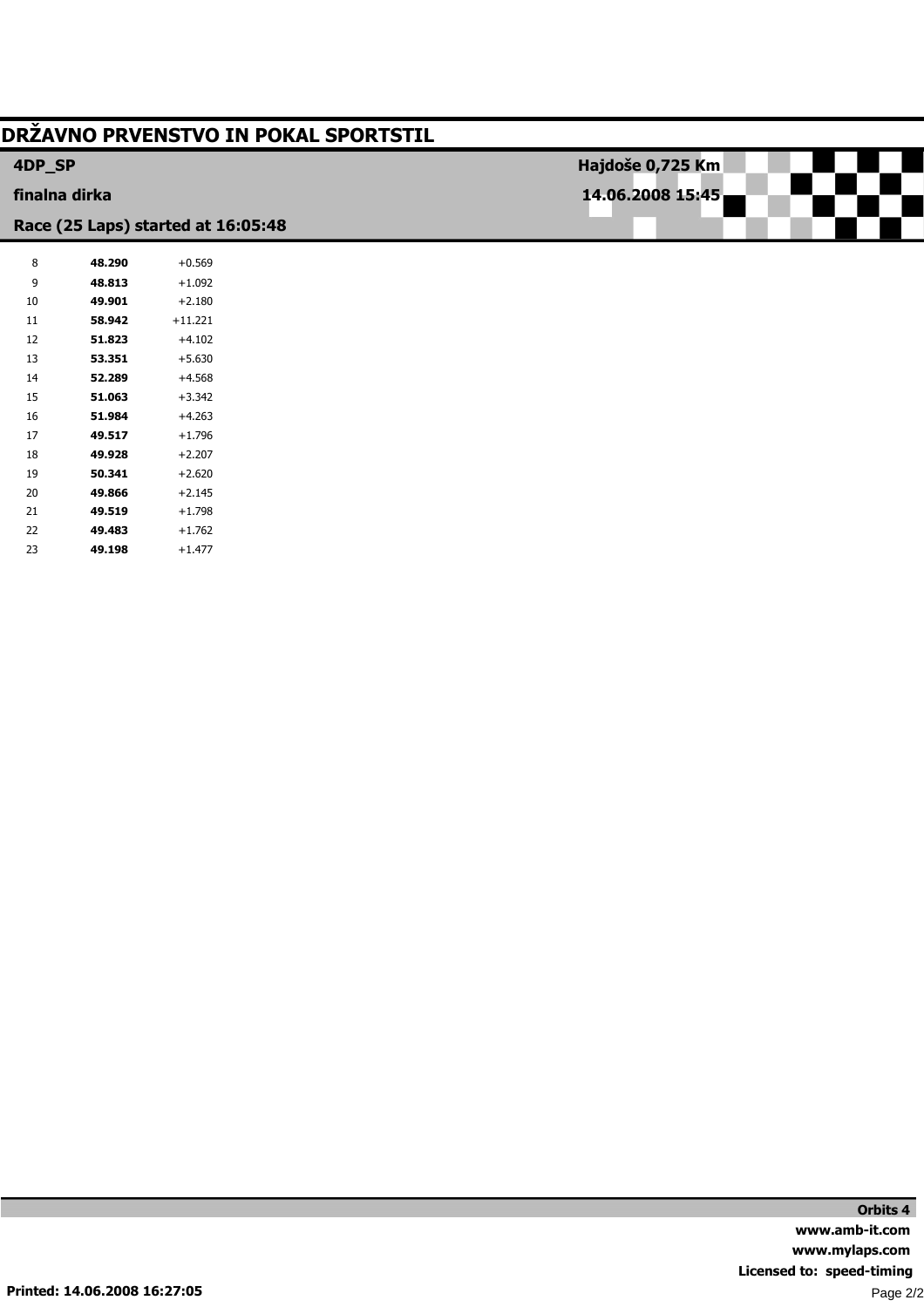## DRŽAVNO PRVENSTVO IN POKAL SPORTSTIL

**4DP_SP** — **Hajdoše 0,725 Km**

**finalna dirka** — **14.06.2008 15:45**

**Race (25 Laps) started at 16:05:48**

| | | |
|---|---|---|
| 8 | **48.290** | +0.569 |
| 9 | **48.813** | +1.092 |
| 10 | **49.901** | +2.180 |
| 11 | **58.942** | +11.221 |
| 12 | **51.823** | +4.102 |
| 13 | **53.351** | +5.630 |
| 14 | **52.289** | +4.568 |
| 15 | **51.063** | +3.342 |
| 16 | **51.984** | +4.263 |
| 17 | **49.517** | +1.796 |
| 18 | **49.928** | +2.207 |
| 19 | **50.341** | +2.620 |
| 20 | **49.866** | +2.145 |
| 21 | **49.519** | +1.798 |
| 22 | **49.483** | +1.762 |
| 23 | **49.198** | +1.477 |

**Orbits 4**
**www.amb-it.com**
**www.mylaps.com**
**Licensed to: speed-timing**

**Printed: 14.06.2008 16:27:05**